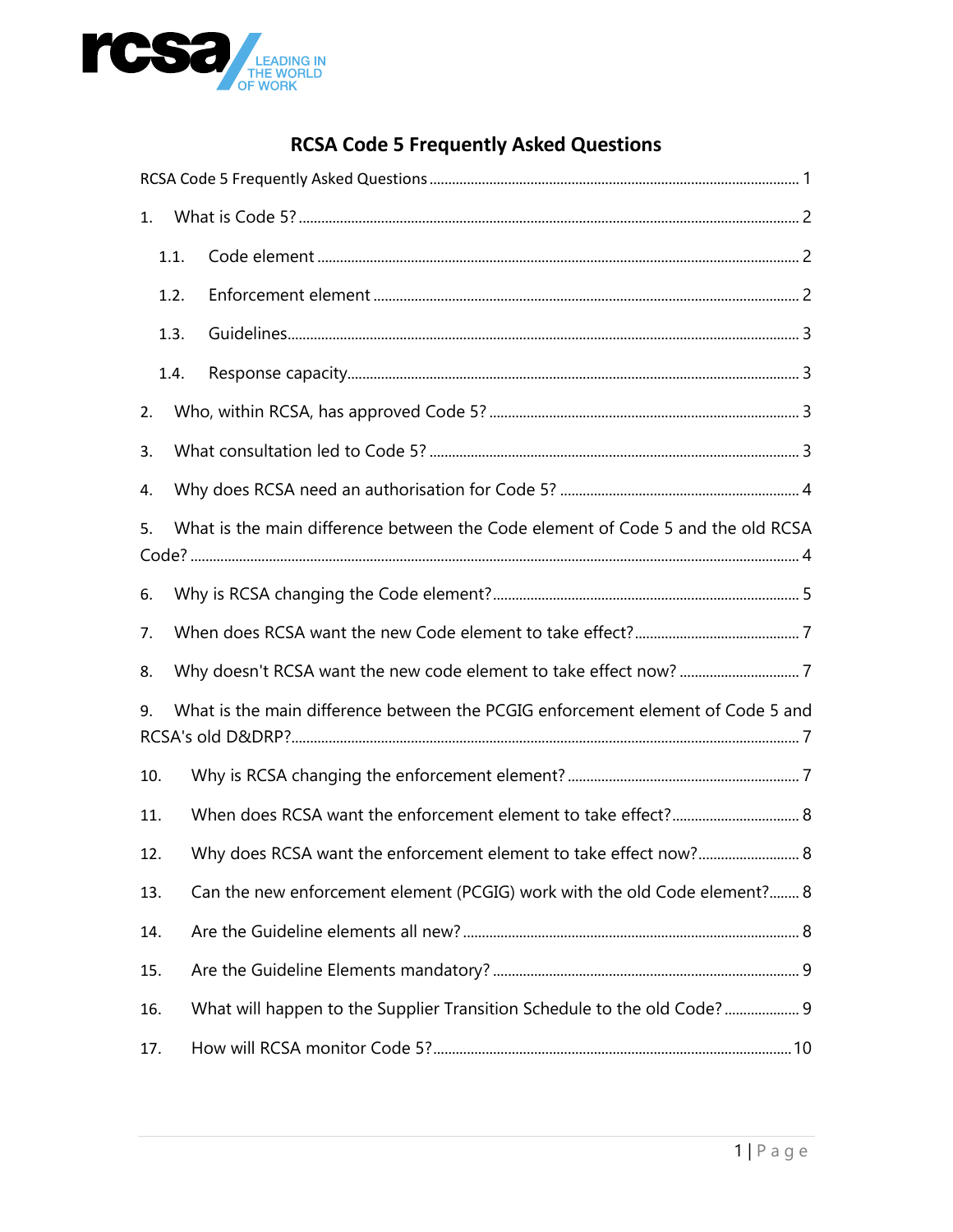# RCSA Code 5 Frequently Asked Questions

RCSA Code 5 Frequently Asked Questions ........ 1

1. What is Code 5? ........ 2
   - 1.1. Code element ........ 2
   - 1.2. Enforcement element ........ 2
   - 1.3. Guidelines ........ 3
   - 1.4. Response capacity ........ 3
2. Who, within RCSA, has approved Code 5? ........ 3
3. What consultation led to Code 5? ........ 3
4. Why does RCSA need an authorisation for Code 5? ........ 4
5. What is the main difference between the Code element of Code 5 and the old RCSA Code? ........ 4
6. Why is RCSA changing the Code element? ........ 5
7. When does RCSA want the new Code element to take effect? ........ 7
8. Why doesn't RCSA want the new code element to take effect now? ........ 7
9. What is the main difference between the PCGIG enforcement element of Code 5 and RCSA's old D&DRP? ........ 7
10. Why is RCSA changing the enforcement element? ........ 7
11. When does RCSA want the enforcement element to take effect? ........ 8
12. Why does RCSA want the enforcement element to take effect now? ........ 8
13. Can the new enforcement element (PCGIG) work with the old Code element? ........ 8
14. Are the Guideline elements all new? ........ 8
15. Are the Guideline Elements mandatory? ........ 9
16. What will happen to the Supplier Transition Schedule to the old Code? ........ 9
17. How will RCSA monitor Code 5? ........ 10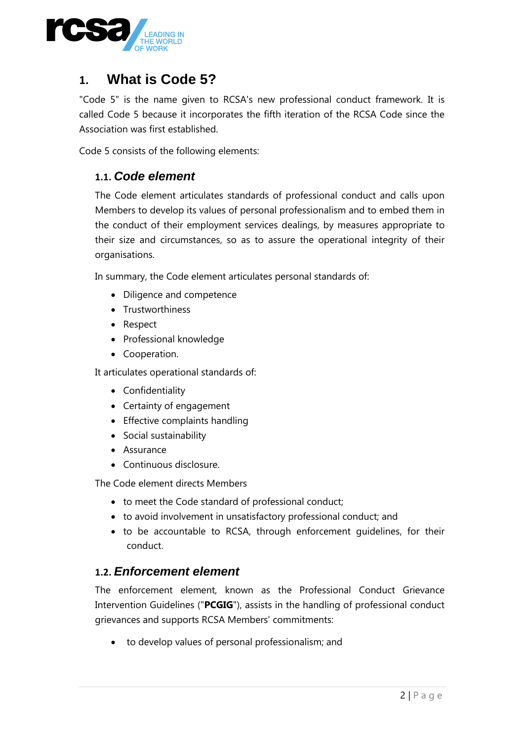# 1. What is Code 5?

"Code 5" is the name given to RCSA's new professional conduct framework. It is called Code 5 because it incorporates the fifth iteration of the RCSA Code since the Association was first established.

Code 5 consists of the following elements:

## 1.1. *Code element*

The Code element articulates standards of professional conduct and calls upon Members to develop its values of personal professionalism and to embed them in the conduct of their employment services dealings, by measures appropriate to their size and circumstances, so as to assure the operational integrity of their organisations.

In summary, the Code element articulates personal standards of:

- Diligence and competence
- Trustworthiness
- Respect
- Professional knowledge
- Cooperation.

It articulates operational standards of:

- Confidentiality
- Certainty of engagement
- Effective complaints handling
- Social sustainability
- Assurance
- Continuous disclosure.

The Code element directs Members

- to meet the Code standard of professional conduct;
- to avoid involvement in unsatisfactory professional conduct; and
- to be accountable to RCSA, through enforcement guidelines, for their conduct.

## 1.2. *Enforcement element*

The enforcement element, known as the Professional Conduct Grievance Intervention Guidelines ("**PCGIG**"), assists in the handling of professional conduct grievances and supports RCSA Members' commitments:

- to develop values of personal professionalism; and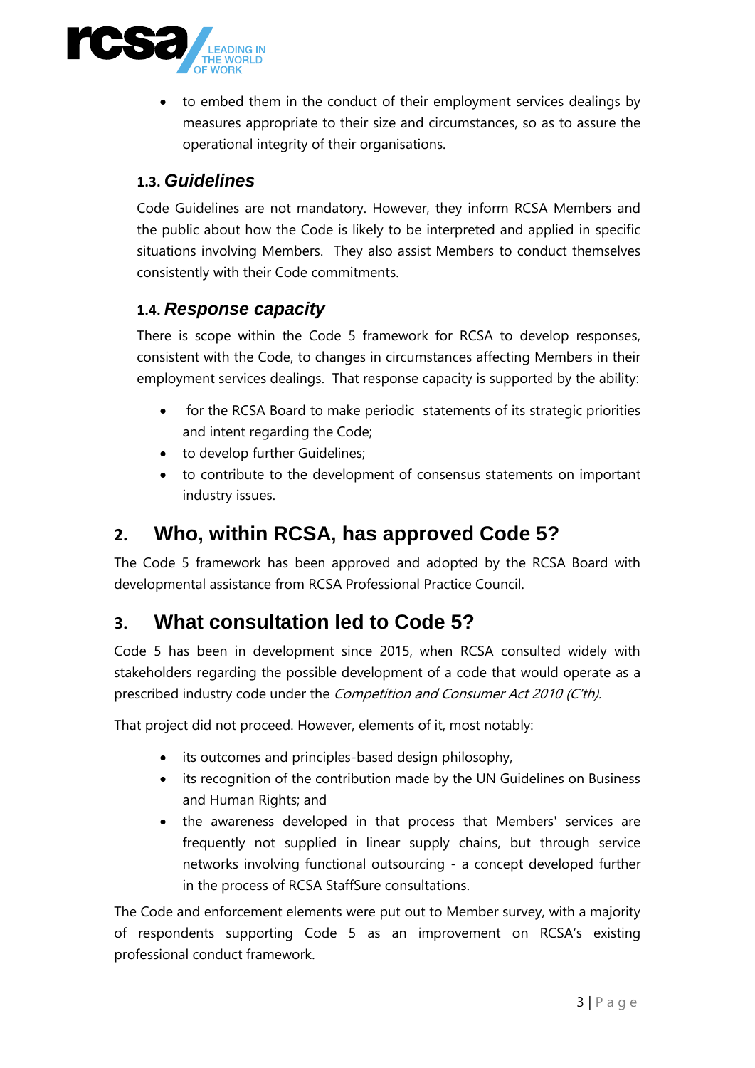- to embed them in the conduct of their employment services dealings by measures appropriate to their size and circumstances, so as to assure the operational integrity of their organisations.

### 1.3. *Guidelines*

Code Guidelines are not mandatory. However, they inform RCSA Members and the public about how the Code is likely to be interpreted and applied in specific situations involving Members. They also assist Members to conduct themselves consistently with their Code commitments.

### 1.4. *Response capacity*

There is scope within the Code 5 framework for RCSA to develop responses, consistent with the Code, to changes in circumstances affecting Members in their employment services dealings. That response capacity is supported by the ability:

- for the RCSA Board to make periodic statements of its strategic priorities and intent regarding the Code;
- to develop further Guidelines;
- to contribute to the development of consensus statements on important industry issues.

## 2. Who, within RCSA, has approved Code 5?

The Code 5 framework has been approved and adopted by the RCSA Board with developmental assistance from RCSA Professional Practice Council.

## 3. What consultation led to Code 5?

Code 5 has been in development since 2015, when RCSA consulted widely with stakeholders regarding the possible development of a code that would operate as a prescribed industry code under the *Competition and Consumer Act 2010 (C'th).*

That project did not proceed. However, elements of it, most notably:

- its outcomes and principles-based design philosophy,
- its recognition of the contribution made by the UN Guidelines on Business and Human Rights; and
- the awareness developed in that process that Members' services are frequently not supplied in linear supply chains, but through service networks involving functional outsourcing - a concept developed further in the process of RCSA StaffSure consultations.

The Code and enforcement elements were put out to Member survey, with a majority of respondents supporting Code 5 as an improvement on RCSA's existing professional conduct framework.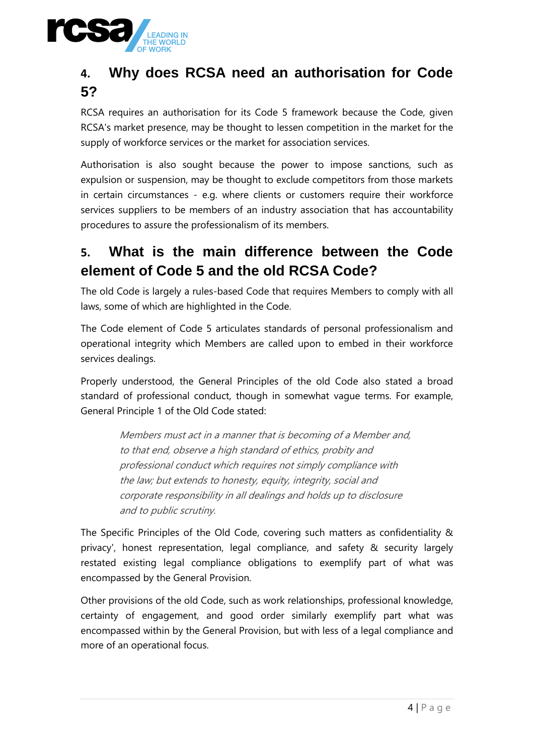## 4. Why does RCSA need an authorisation for Code 5?

RCSA requires an authorisation for its Code 5 framework because the Code, given RCSA's market presence, may be thought to lessen competition in the market for the supply of workforce services or the market for association services.

Authorisation is also sought because the power to impose sanctions, such as expulsion or suspension, may be thought to exclude competitors from those markets in certain circumstances - e.g. where clients or customers require their workforce services suppliers to be members of an industry association that has accountability procedures to assure the professionalism of its members.

## 5. What is the main difference between the Code element of Code 5 and the old RCSA Code?

The old Code is largely a rules-based Code that requires Members to comply with all laws, some of which are highlighted in the Code.

The Code element of Code 5 articulates standards of personal professionalism and operational integrity which Members are called upon to embed in their workforce services dealings.

Properly understood, the General Principles of the old Code also stated a broad standard of professional conduct, though in somewhat vague terms. For example, General Principle 1 of the Old Code stated:

> *Members must act in a manner that is becoming of a Member and, to that end, observe a high standard of ethics, probity and professional conduct which requires not simply compliance with the law; but extends to honesty, equity, integrity, social and corporate responsibility in all dealings and holds up to disclosure and to public scrutiny.*

The Specific Principles of the Old Code, covering such matters as confidentiality & privacy', honest representation, legal compliance, and safety & security largely restated existing legal compliance obligations to exemplify part of what was encompassed by the General Provision.

Other provisions of the old Code, such as work relationships, professional knowledge, certainty of engagement, and good order similarly exemplify part what was encompassed within by the General Provision, but with less of a legal compliance and more of an operational focus.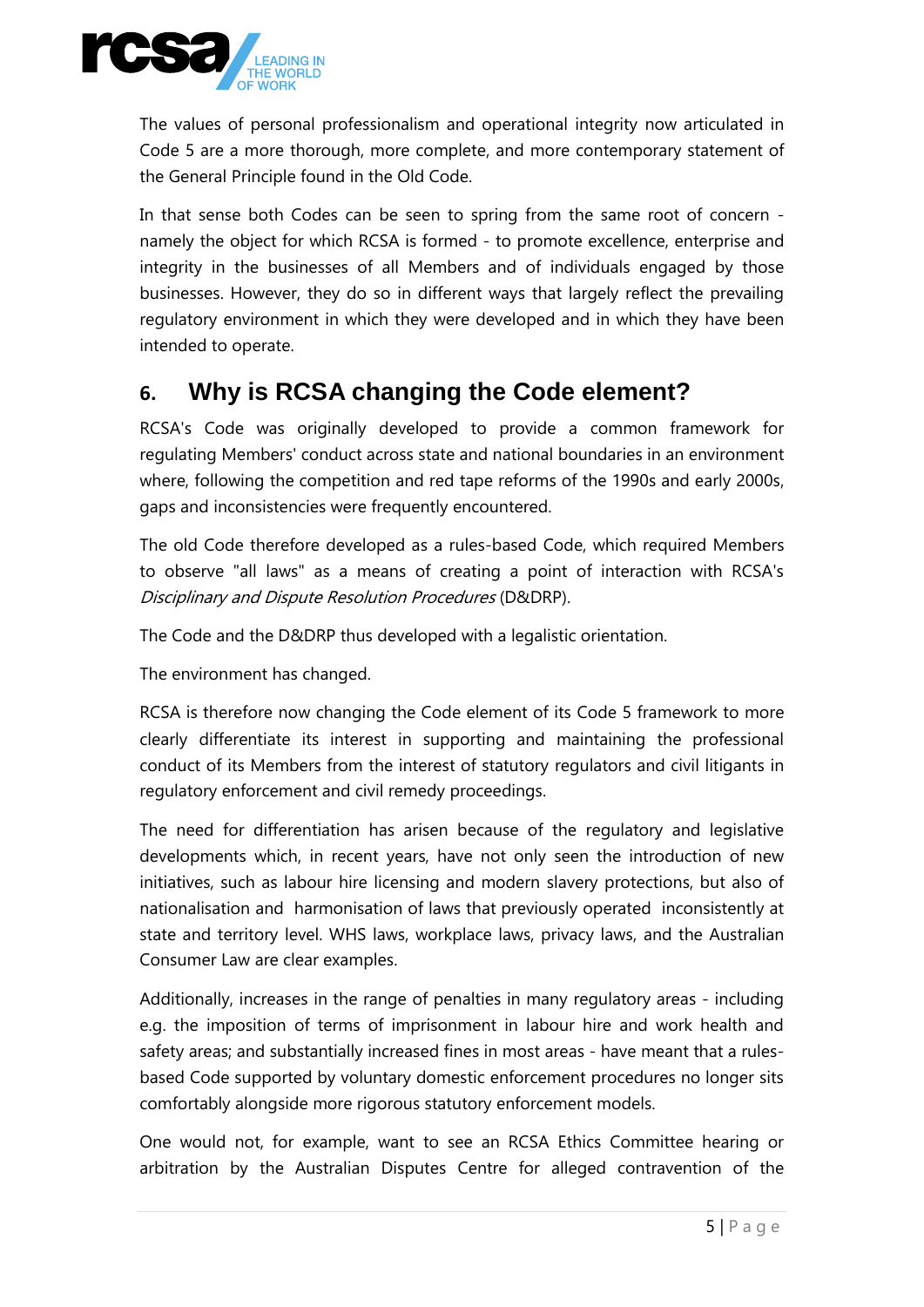The values of personal professionalism and operational integrity now articulated in Code 5 are a more thorough, more complete, and more contemporary statement of the General Principle found in the Old Code.

In that sense both Codes can be seen to spring from the same root of concern - namely the object for which RCSA is formed - to promote excellence, enterprise and integrity in the businesses of all Members and of individuals engaged by those businesses. However, they do so in different ways that largely reflect the prevailing regulatory environment in which they were developed and in which they have been intended to operate.

## 6. Why is RCSA changing the Code element?

RCSA's Code was originally developed to provide a common framework for regulating Members' conduct across state and national boundaries in an environment where, following the competition and red tape reforms of the 1990s and early 2000s, gaps and inconsistencies were frequently encountered.

The old Code therefore developed as a rules-based Code, which required Members to observe "all laws" as a means of creating a point of interaction with RCSA's *Disciplinary and Dispute Resolution Procedures* (D&DRP).

The Code and the D&DRP thus developed with a legalistic orientation.

The environment has changed.

RCSA is therefore now changing the Code element of its Code 5 framework to more clearly differentiate its interest in supporting and maintaining the professional conduct of its Members from the interest of statutory regulators and civil litigants in regulatory enforcement and civil remedy proceedings.

The need for differentiation has arisen because of the regulatory and legislative developments which, in recent years, have not only seen the introduction of new initiatives, such as labour hire licensing and modern slavery protections, but also of nationalisation and harmonisation of laws that previously operated inconsistently at state and territory level. WHS laws, workplace laws, privacy laws, and the Australian Consumer Law are clear examples.

Additionally, increases in the range of penalties in many regulatory areas - including e.g. the imposition of terms of imprisonment in labour hire and work health and safety areas; and substantially increased fines in most areas - have meant that a rules-based Code supported by voluntary domestic enforcement procedures no longer sits comfortably alongside more rigorous statutory enforcement models.

One would not, for example, want to see an RCSA Ethics Committee hearing or arbitration by the Australian Disputes Centre for alleged contravention of the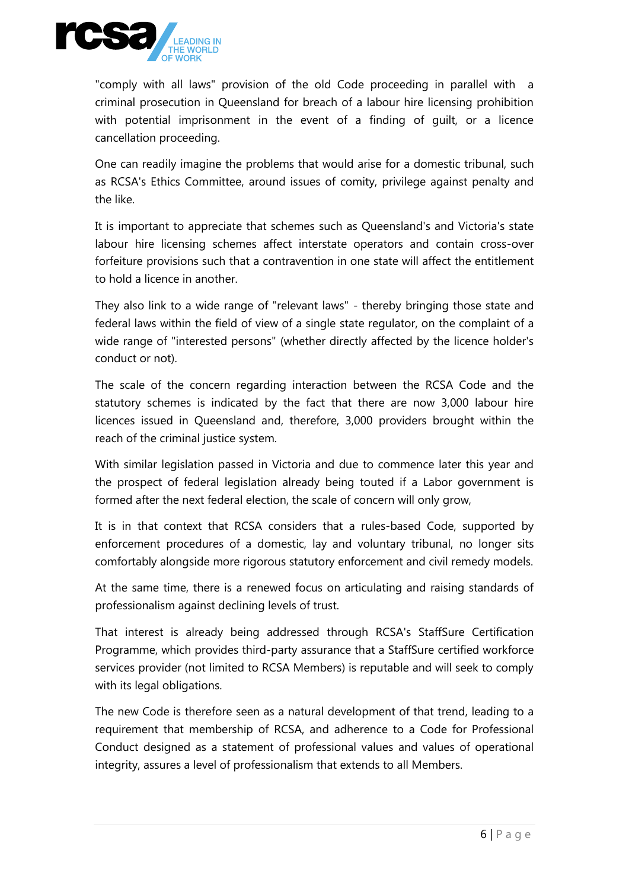"comply with all laws" provision of the old Code proceeding in parallel with a criminal prosecution in Queensland for breach of a labour hire licensing prohibition with potential imprisonment in the event of a finding of guilt, or a licence cancellation proceeding.

One can readily imagine the problems that would arise for a domestic tribunal, such as RCSA's Ethics Committee, around issues of comity, privilege against penalty and the like.

It is important to appreciate that schemes such as Queensland's and Victoria's state labour hire licensing schemes affect interstate operators and contain cross-over forfeiture provisions such that a contravention in one state will affect the entitlement to hold a licence in another.

They also link to a wide range of "relevant laws" - thereby bringing those state and federal laws within the field of view of a single state regulator, on the complaint of a wide range of "interested persons" (whether directly affected by the licence holder's conduct or not).

The scale of the concern regarding interaction between the RCSA Code and the statutory schemes is indicated by the fact that there are now 3,000 labour hire licences issued in Queensland and, therefore, 3,000 providers brought within the reach of the criminal justice system.

With similar legislation passed in Victoria and due to commence later this year and the prospect of federal legislation already being touted if a Labor government is formed after the next federal election, the scale of concern will only grow,

It is in that context that RCSA considers that a rules-based Code, supported by enforcement procedures of a domestic, lay and voluntary tribunal, no longer sits comfortably alongside more rigorous statutory enforcement and civil remedy models.

At the same time, there is a renewed focus on articulating and raising standards of professionalism against declining levels of trust.

That interest is already being addressed through RCSA's StaffSure Certification Programme, which provides third-party assurance that a StaffSure certified workforce services provider (not limited to RCSA Members) is reputable and will seek to comply with its legal obligations.

The new Code is therefore seen as a natural development of that trend, leading to a requirement that membership of RCSA, and adherence to a Code for Professional Conduct designed as a statement of professional values and values of operational integrity, assures a level of professionalism that extends to all Members.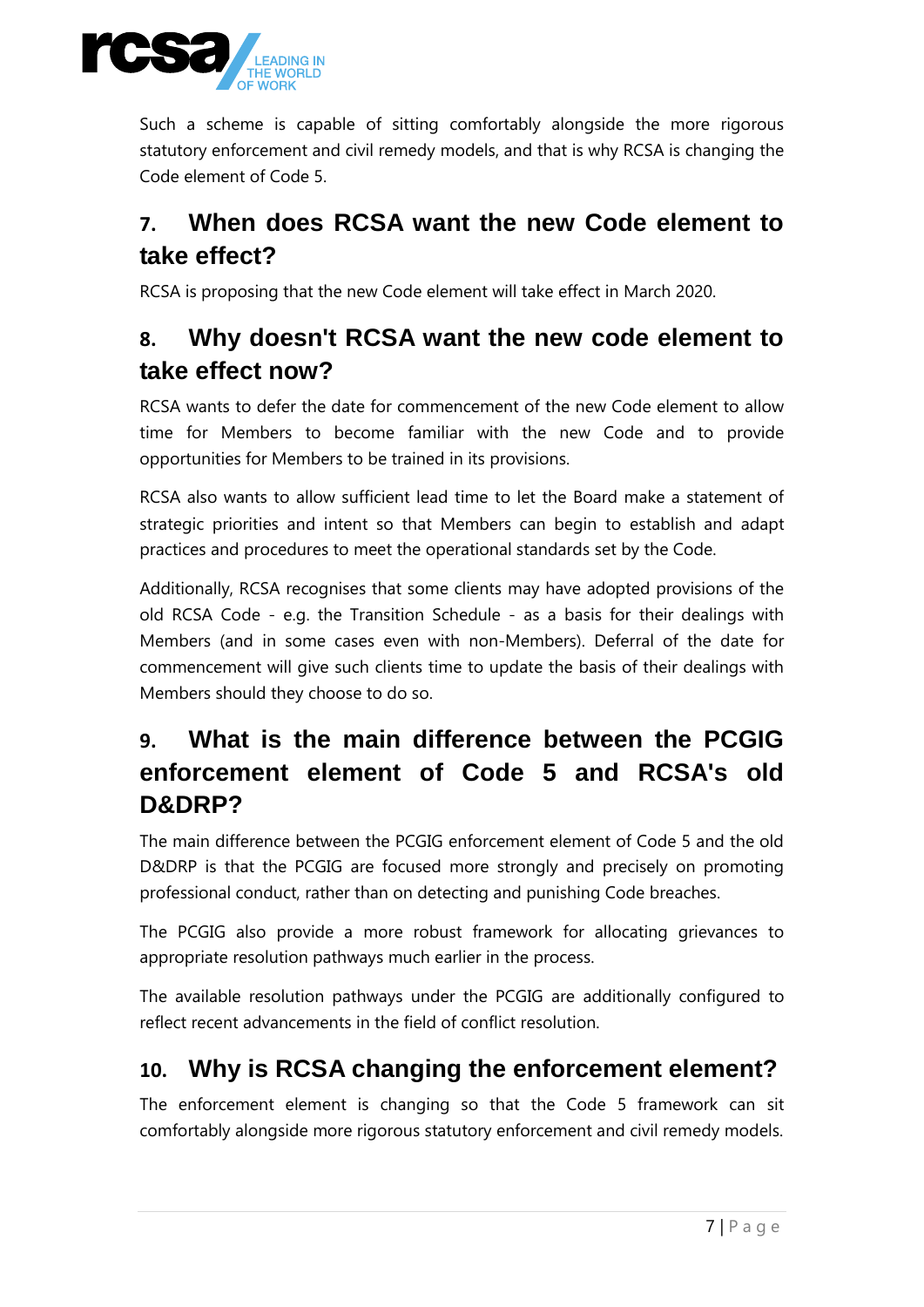Such a scheme is capable of sitting comfortably alongside the more rigorous statutory enforcement and civil remedy models, and that is why RCSA is changing the Code element of Code 5.

## 7. When does RCSA want the new Code element to take effect?

RCSA is proposing that the new Code element will take effect in March 2020.

## 8. Why doesn't RCSA want the new code element to take effect now?

RCSA wants to defer the date for commencement of the new Code element to allow time for Members to become familiar with the new Code and to provide opportunities for Members to be trained in its provisions.

RCSA also wants to allow sufficient lead time to let the Board make a statement of strategic priorities and intent so that Members can begin to establish and adapt practices and procedures to meet the operational standards set by the Code.

Additionally, RCSA recognises that some clients may have adopted provisions of the old RCSA Code - e.g. the Transition Schedule - as a basis for their dealings with Members (and in some cases even with non-Members). Deferral of the date for commencement will give such clients time to update the basis of their dealings with Members should they choose to do so.

## 9. What is the main difference between the PCGIG enforcement element of Code 5 and RCSA's old D&DRP?

The main difference between the PCGIG enforcement element of Code 5 and the old D&DRP is that the PCGIG are focused more strongly and precisely on promoting professional conduct, rather than on detecting and punishing Code breaches.

The PCGIG also provide a more robust framework for allocating grievances to appropriate resolution pathways much earlier in the process.

The available resolution pathways under the PCGIG are additionally configured to reflect recent advancements in the field of conflict resolution.

## 10. Why is RCSA changing the enforcement element?

The enforcement element is changing so that the Code 5 framework can sit comfortably alongside more rigorous statutory enforcement and civil remedy models.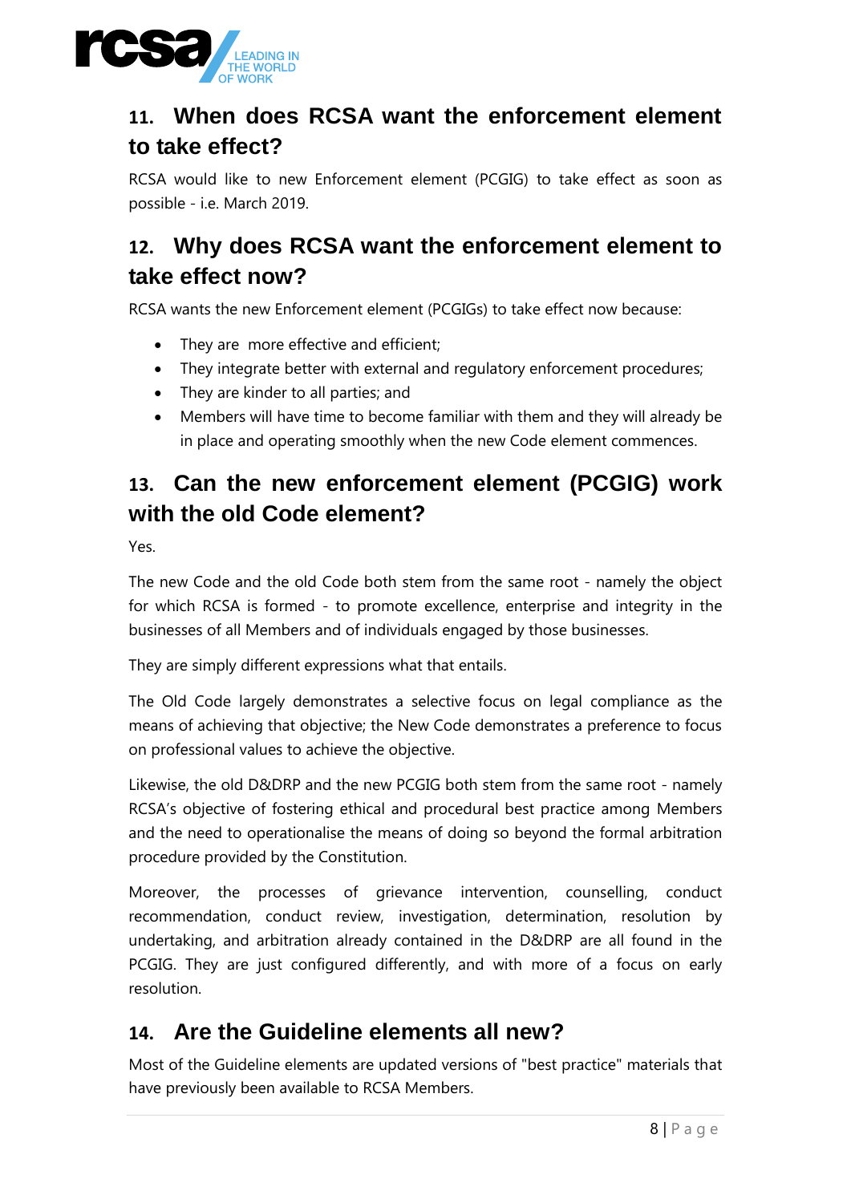## 11. When does RCSA want the enforcement element to take effect?

RCSA would like to new Enforcement element (PCGIG) to take effect as soon as possible - i.e. March 2019.

## 12. Why does RCSA want the enforcement element to take effect now?

RCSA wants the new Enforcement element (PCGIGs) to take effect now because:

- They are more effective and efficient;
- They integrate better with external and regulatory enforcement procedures;
- They are kinder to all parties; and
- Members will have time to become familiar with them and they will already be in place and operating smoothly when the new Code element commences.

## 13. Can the new enforcement element (PCGIG) work with the old Code element?

Yes.

The new Code and the old Code both stem from the same root - namely the object for which RCSA is formed - to promote excellence, enterprise and integrity in the businesses of all Members and of individuals engaged by those businesses.

They are simply different expressions what that entails.

The Old Code largely demonstrates a selective focus on legal compliance as the means of achieving that objective; the New Code demonstrates a preference to focus on professional values to achieve the objective.

Likewise, the old D&DRP and the new PCGIG both stem from the same root - namely RCSA's objective of fostering ethical and procedural best practice among Members and the need to operationalise the means of doing so beyond the formal arbitration procedure provided by the Constitution.

Moreover, the processes of grievance intervention, counselling, conduct recommendation, conduct review, investigation, determination, resolution by undertaking, and arbitration already contained in the D&DRP are all found in the PCGIG. They are just configured differently, and with more of a focus on early resolution.

## 14. Are the Guideline elements all new?

Most of the Guideline elements are updated versions of "best practice" materials that have previously been available to RCSA Members.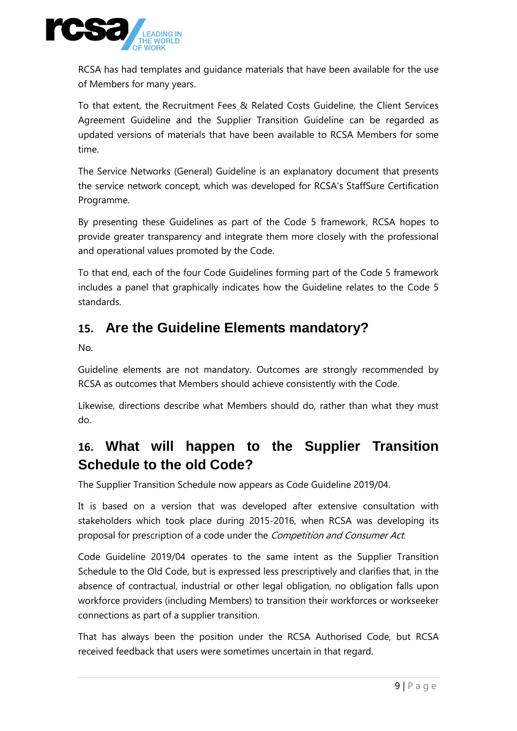RCSA has had templates and guidance materials that have been available for the use of Members for many years.

To that extent, the Recruitment Fees & Related Costs Guideline, the Client Services Agreement Guideline and the Supplier Transition Guideline can be regarded as updated versions of materials that have been available to RCSA Members for some time.

The Service Networks (General) Guideline is an explanatory document that presents the service network concept, which was developed for RCSA's StaffSure Certification Programme.

By presenting these Guidelines as part of the Code 5 framework, RCSA hopes to provide greater transparency and integrate them more closely with the professional and operational values promoted by the Code.

To that end, each of the four Code Guidelines forming part of the Code 5 framework includes a panel that graphically indicates how the Guideline relates to the Code 5 standards.

## 15. Are the Guideline Elements mandatory?

No.

Guideline elements are not mandatory. Outcomes are strongly recommended by RCSA as outcomes that Members should achieve consistently with the Code.

Likewise, directions describe what Members should do, rather than what they must do.

## 16. What will happen to the Supplier Transition Schedule to the old Code?

The Supplier Transition Schedule now appears as Code Guideline 2019/04.

It is based on a version that was developed after extensive consultation with stakeholders which took place during 2015-2016, when RCSA was developing its proposal for prescription of a code under the *Competition and Consumer Act*.

Code Guideline 2019/04 operates to the same intent as the Supplier Transition Schedule to the Old Code, but is expressed less prescriptively and clarifies that, in the absence of contractual, industrial or other legal obligation, no obligation falls upon workforce providers (including Members) to transition their workforces or workseeker connections as part of a supplier transition.

That has always been the position under the RCSA Authorised Code, but RCSA received feedback that users were sometimes uncertain in that regard.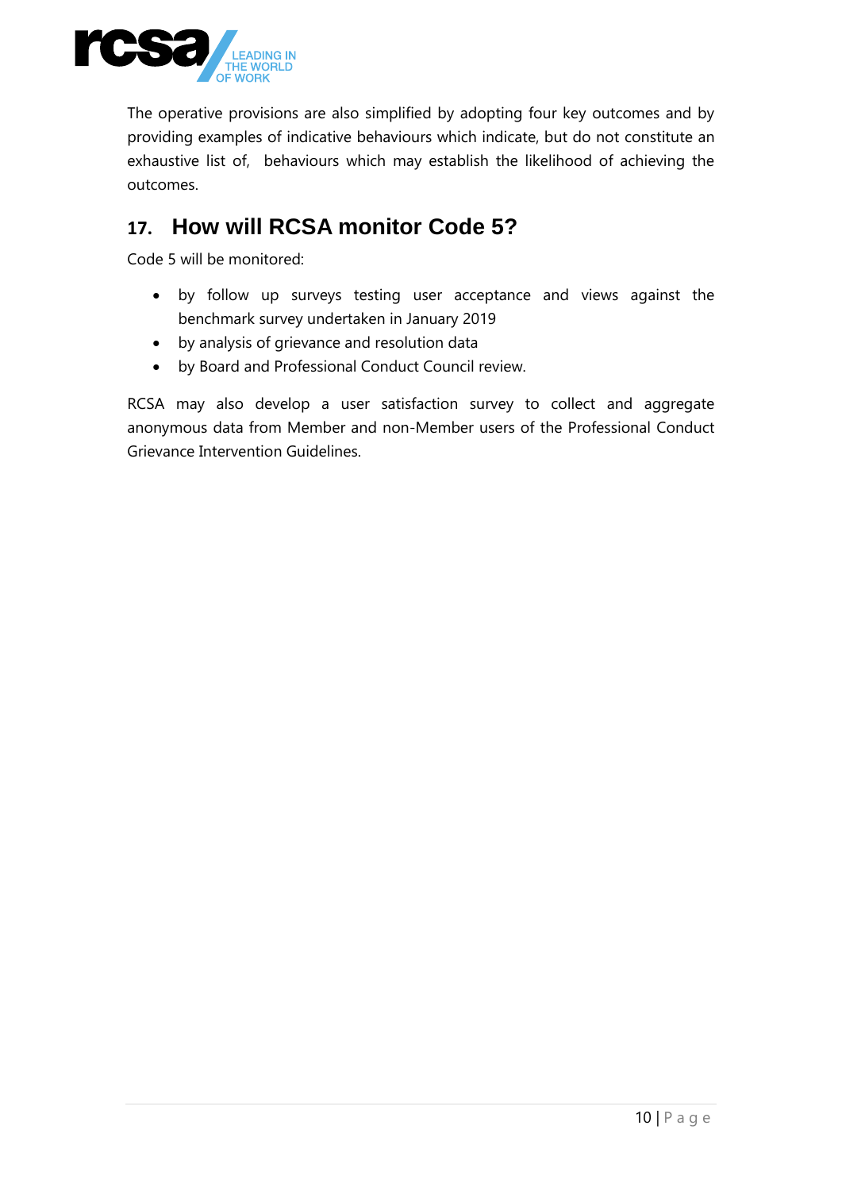The operative provisions are also simplified by adopting four key outcomes and by providing examples of indicative behaviours which indicate, but do not constitute an exhaustive list of, behaviours which may establish the likelihood of achieving the outcomes.

## 17. How will RCSA monitor Code 5?

Code 5 will be monitored:

- by follow up surveys testing user acceptance and views against the benchmark survey undertaken in January 2019
- by analysis of grievance and resolution data
- by Board and Professional Conduct Council review.

RCSA may also develop a user satisfaction survey to collect and aggregate anonymous data from Member and non-Member users of the Professional Conduct Grievance Intervention Guidelines.